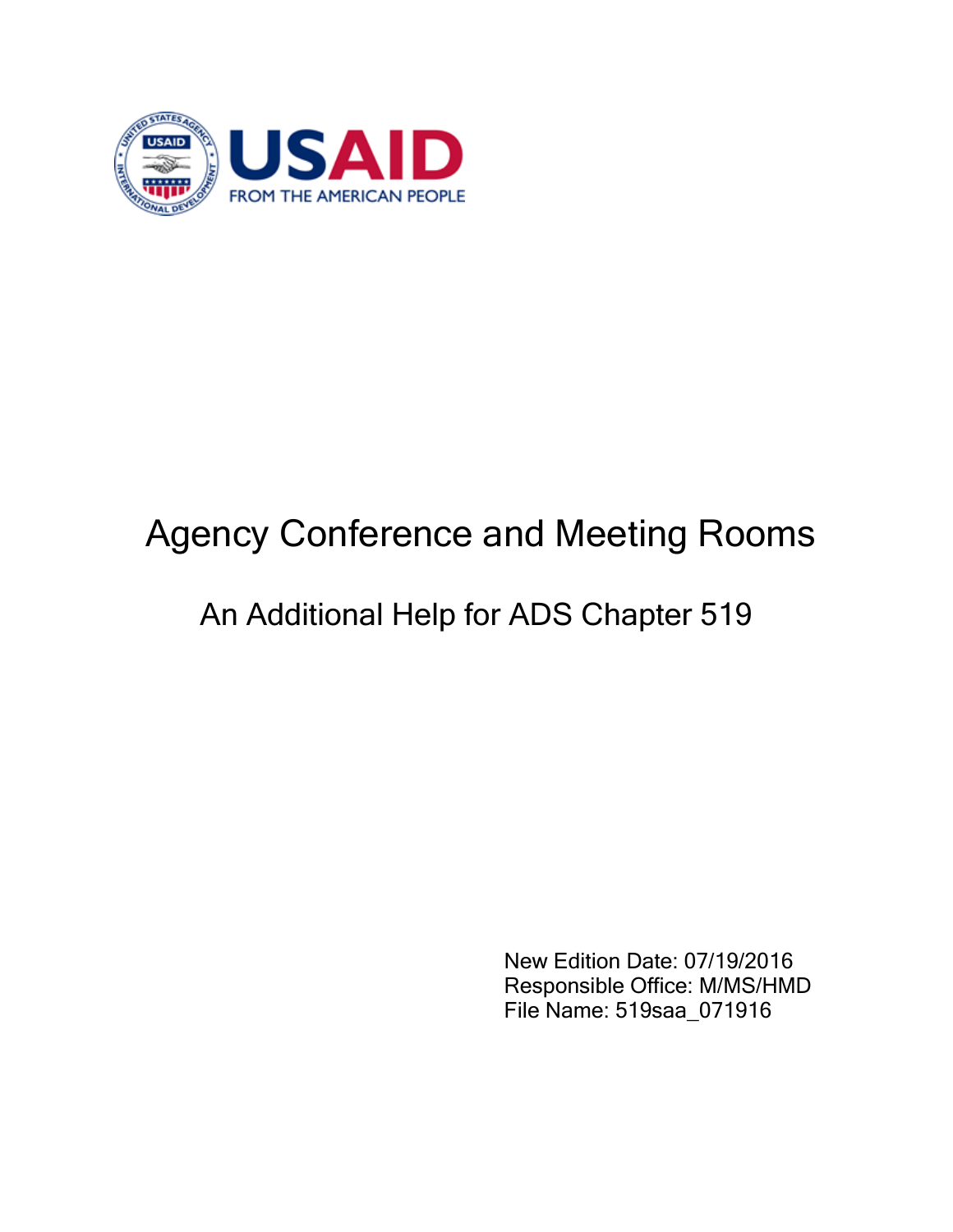# Agency Conference and Meeting Rooms

## An Additional Help for ADS Chapter 519

New Edition Date: 07/19/2016
Responsible Office: M/MS/HMD
File Name: 519saa_071916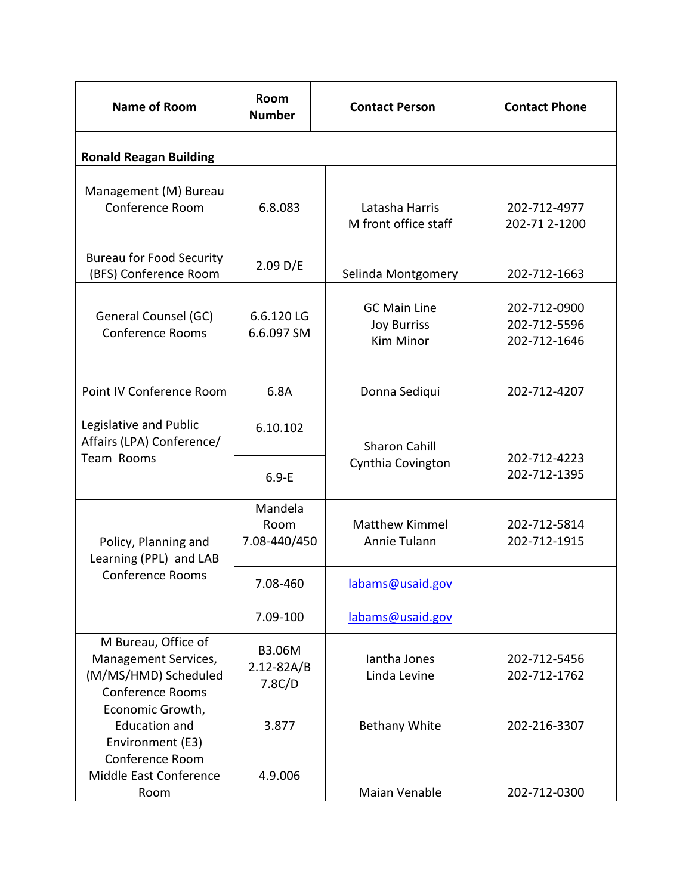| Name of Room | Room Number | Contact Person | Contact Phone |
| --- | --- | --- | --- |
| **Ronald Reagan Building** | | | |
| Management (M) Bureau Conference Room | 6.8.083 | Latasha Harris<br>M front office staff | 202-712-4977<br>202-71 2-1200 |
| Bureau for Food Security (BFS) Conference Room | 2.09 D/E | Selinda Montgomery | 202-712-1663 |
| General Counsel (GC) Conference Rooms | 6.6.120 LG<br>6.6.097 SM | GC Main Line<br>Joy Burriss<br>Kim Minor | 202-712-0900<br>202-712-5596<br>202-712-1646 |
| Point IV Conference Room | 6.8A | Donna Sediqui | 202-712-4207 |
| Legislative and Public Affairs (LPA) Conference/ Team Rooms | 6.10.102<br>6.9-E | Sharon Cahill<br>Cynthia Covington | 202-712-4223<br>202-712-1395 |
| Policy, Planning and Learning (PPL) and LAB Conference Rooms | Mandela Room 7.08-440/450 | Matthew Kimmel<br>Annie Tulann | 202-712-5814<br>202-712-1915 |
| | 7.08-460 | labams@usaid.gov | |
| | 7.09-100 | labams@usaid.gov | |
| M Bureau, Office of Management Services, (M/MS/HMD) Scheduled Conference Rooms | B3.06M<br>2.12-82A/B<br>7.8C/D | Iantha Jones<br>Linda Levine | 202-712-5456<br>202-712-1762 |
| Economic Growth, Education and Environment (E3) Conference Room | 3.877 | Bethany White | 202-216-3307 |
| Middle East Conference Room | 4.9.006 | Maian Venable | 202-712-0300 |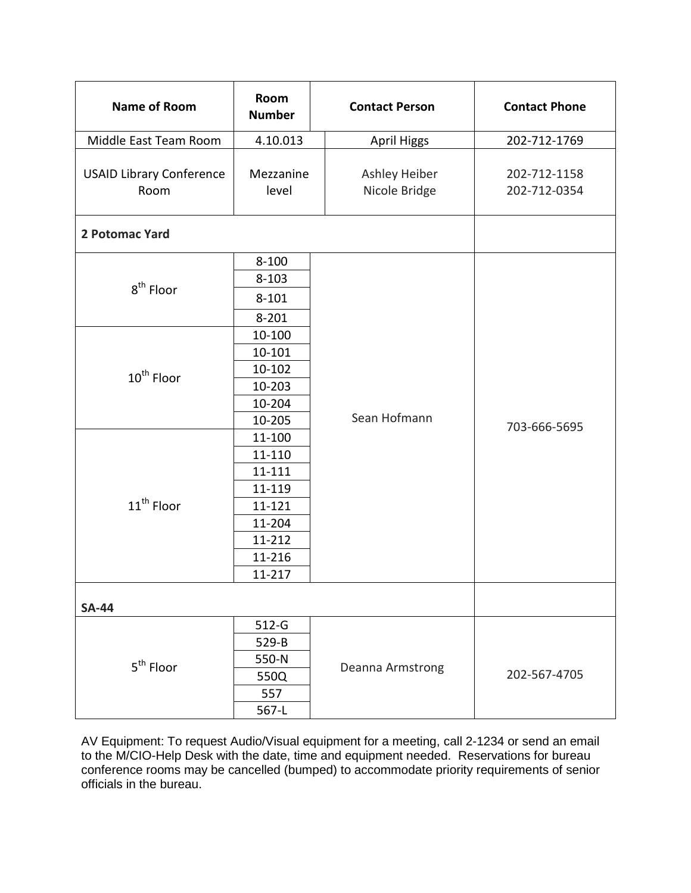| Name of Room | Room Number | Contact Person | Contact Phone |
|---|---|---|---|
| Middle East Team Room | 4.10.013 | April Higgs | 202-712-1769 |
| USAID Library Conference Room | Mezzanine level | Ashley Heiber<br>Nicole Bridge | 202-712-1158<br>202-712-0354 |
| **2 Potomac Yard** | | | |
| 8th Floor | 8-100 | Sean Hofmann | 703-666-5695 |
| | 8-103 | | |
| | 8-101 | | |
| | 8-201 | | |
| 10th Floor | 10-100 | | |
| | 10-101 | | |
| | 10-102 | | |
| | 10-203 | | |
| | 10-204 | | |
| | 10-205 | | |
| 11th Floor | 11-100 | | |
| | 11-110 | | |
| | 11-111 | | |
| | 11-119 | | |
| | 11-121 | | |
| | 11-204 | | |
| | 11-212 | | |
| | 11-216 | | |
| | 11-217 | | |
| **SA-44** | | | |
| 5th Floor | 512-G | Deanna Armstrong | 202-567-4705 |
| | 529-B | | |
| | 550-N | | |
| | 550Q | | |
| | 557 | | |
| | 567-L | | |

AV Equipment: To request Audio/Visual equipment for a meeting, call 2-1234 or send an email to the M/CIO-Help Desk with the date, time and equipment needed. Reservations for bureau conference rooms may be cancelled (bumped) to accommodate priority requirements of senior officials in the bureau.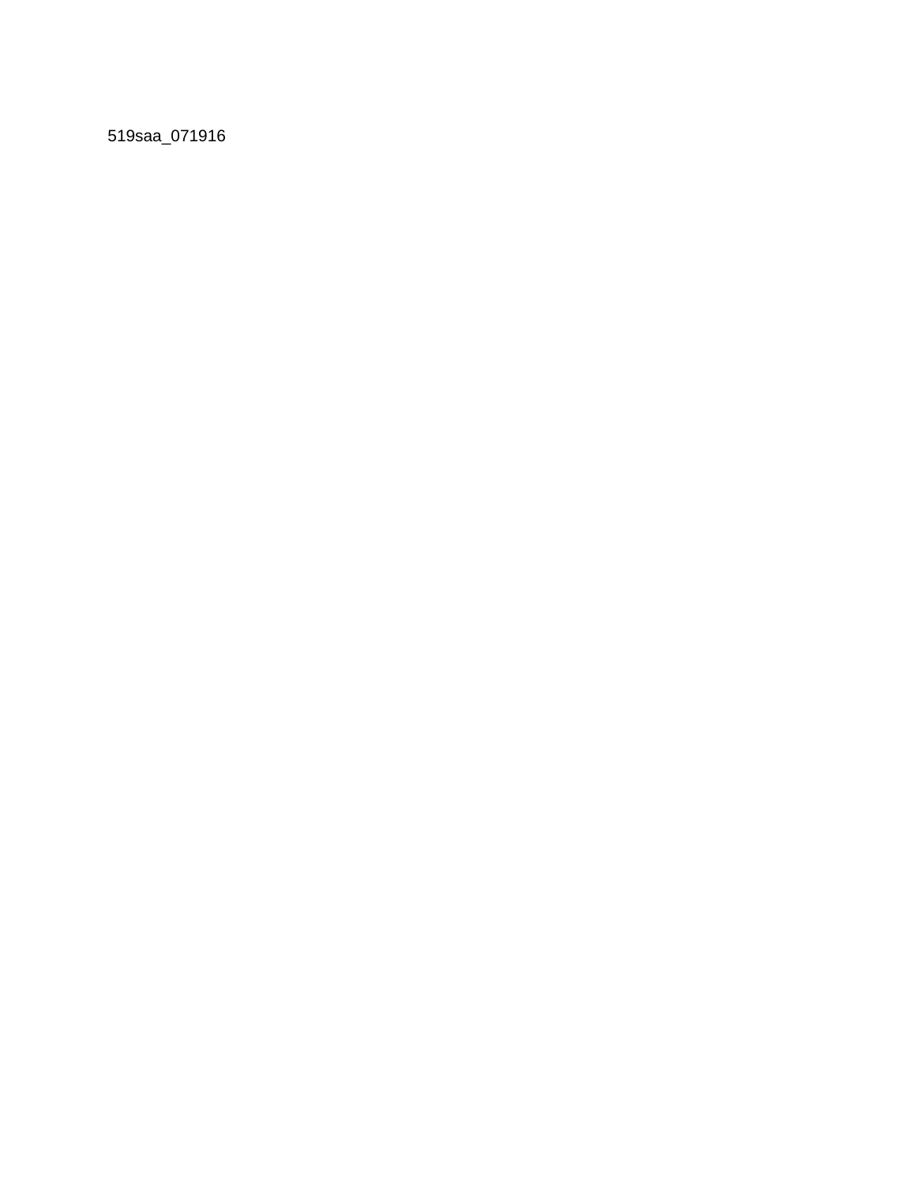519saa_071916